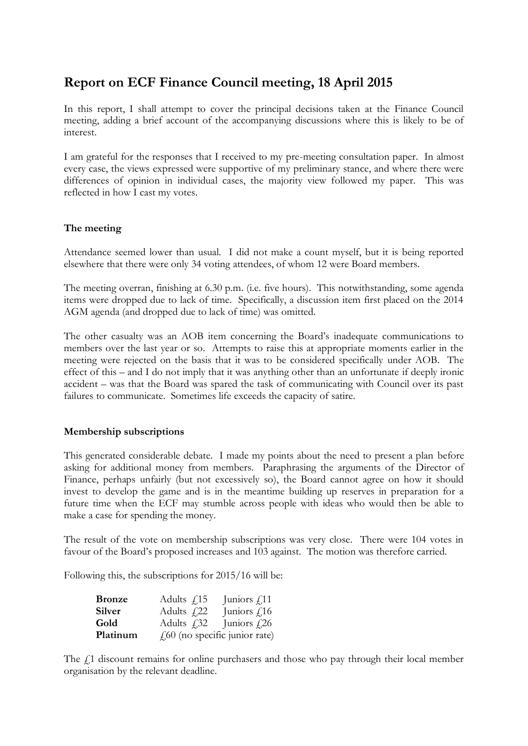# Report on ECF Finance Council meeting, 18 April 2015

In this report, I shall attempt to cover the principal decisions taken at the Finance Council meeting, adding a brief account of the accompanying discussions where this is likely to be of interest.

I am grateful for the responses that I received to my pre-meeting consultation paper. In almost every case, the views expressed were supportive of my preliminary stance, and where there were differences of opinion in individual cases, the majority view followed my paper. This was reflected in how I cast my votes.

### The meeting

Attendance seemed lower than usual. I did not make a count myself, but it is being reported elsewhere that there were only 34 voting attendees, of whom 12 were Board members.

The meeting overran, finishing at 6.30 p.m. (i.e. five hours). This notwithstanding, some agenda items were dropped due to lack of time. Specifically, a discussion item first placed on the 2014 AGM agenda (and dropped due to lack of time) was omitted.

The other casualty was an AOB item concerning the Board's inadequate communications to members over the last year or so. Attempts to raise this at appropriate moments earlier in the meeting were rejected on the basis that it was to be considered specifically under AOB. The effect of this – and I do not imply that it was anything other than an unfortunate if deeply ironic accident – was that the Board was spared the task of communicating with Council over its past failures to communicate. Sometimes life exceeds the capacity of satire.

### Membership subscriptions

This generated considerable debate. I made my points about the need to present a plan before asking for additional money from members. Paraphrasing the arguments of the Director of Finance, perhaps unfairly (but not excessively so), the Board cannot agree on how it should invest to develop the game and is in the meantime building up reserves in preparation for a future time when the ECF may stumble across people with ideas who would then be able to make a case for spending the money.

The result of the vote on membership subscriptions was very close. There were 104 votes in favour of the Board's proposed increases and 103 against. The motion was therefore carried.

Following this, the subscriptions for 2015/16 will be:

| | | |
|---|---|---|
| **Bronze** | Adults £15 | Juniors £11 |
| **Silver** | Adults £22 | Juniors £16 |
| **Gold** | Adults £32 | Juniors £26 |
| **Platinum** | £60 (no specific junior rate) | |

The £1 discount remains for online purchasers and those who pay through their local member organisation by the relevant deadline.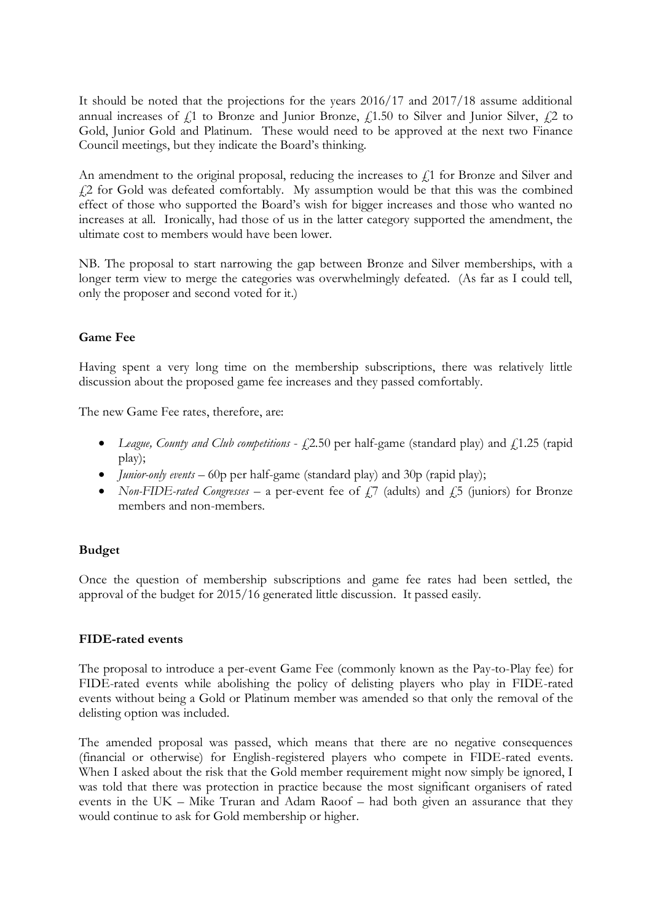It should be noted that the projections for the years 2016/17 and 2017/18 assume additional annual increases of £1 to Bronze and Junior Bronze, £1.50 to Silver and Junior Silver, £2 to Gold, Junior Gold and Platinum. These would need to be approved at the next two Finance Council meetings, but they indicate the Board's thinking.

An amendment to the original proposal, reducing the increases to £1 for Bronze and Silver and £2 for Gold was defeated comfortably. My assumption would be that this was the combined effect of those who supported the Board's wish for bigger increases and those who wanted no increases at all. Ironically, had those of us in the latter category supported the amendment, the ultimate cost to members would have been lower.

NB. The proposal to start narrowing the gap between Bronze and Silver memberships, with a longer term view to merge the categories was overwhelmingly defeated. (As far as I could tell, only the proposer and second voted for it.)

**Game Fee**

Having spent a very long time on the membership subscriptions, there was relatively little discussion about the proposed game fee increases and they passed comfortably.

The new Game Fee rates, therefore, are:

- *League, County and Club competitions* - £2.50 per half-game (standard play) and £1.25 (rapid play);
- *Junior-only events* – 60p per half-game (standard play) and 30p (rapid play);
- *Non-FIDE-rated Congresses* – a per-event fee of £7 (adults) and £5 (juniors) for Bronze members and non-members.

**Budget**

Once the question of membership subscriptions and game fee rates had been settled, the approval of the budget for 2015/16 generated little discussion. It passed easily.

**FIDE-rated events**

The proposal to introduce a per-event Game Fee (commonly known as the Pay-to-Play fee) for FIDE-rated events while abolishing the policy of delisting players who play in FIDE-rated events without being a Gold or Platinum member was amended so that only the removal of the delisting option was included.

The amended proposal was passed, which means that there are no negative consequences (financial or otherwise) for English-registered players who compete in FIDE-rated events. When I asked about the risk that the Gold member requirement might now simply be ignored, I was told that there was protection in practice because the most significant organisers of rated events in the UK – Mike Truran and Adam Raoof – had both given an assurance that they would continue to ask for Gold membership or higher.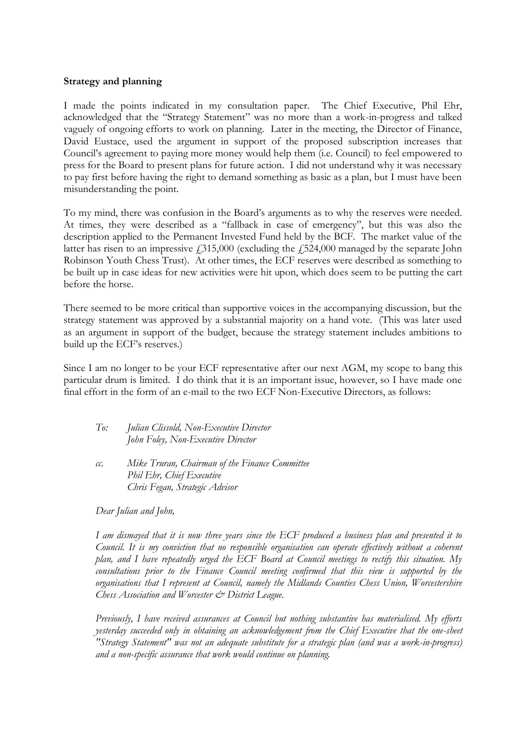**Strategy and planning**

I made the points indicated in my consultation paper. The Chief Executive, Phil Ehr, acknowledged that the "Strategy Statement" was no more than a work-in-progress and talked vaguely of ongoing efforts to work on planning. Later in the meeting, the Director of Finance, David Eustace, used the argument in support of the proposed subscription increases that Council's agreement to paying more money would help them (i.e. Council) to feel empowered to press for the Board to present plans for future action. I did not understand why it was necessary to pay first before having the right to demand something as basic as a plan, but I must have been misunderstanding the point.

To my mind, there was confusion in the Board's arguments as to why the reserves were needed. At times, they were described as a "fallback in case of emergency", but this was also the description applied to the Permanent Invested Fund held by the BCF. The market value of the latter has risen to an impressive £315,000 (excluding the £524,000 managed by the separate John Robinson Youth Chess Trust). At other times, the ECF reserves were described as something to be built up in case ideas for new activities were hit upon, which does seem to be putting the cart before the horse.

There seemed to be more critical than supportive voices in the accompanying discussion, but the strategy statement was approved by a substantial majority on a hand vote. (This was later used as an argument in support of the budget, because the strategy statement includes ambitions to build up the ECF's reserves.)

Since I am no longer to be your ECF representative after our next AGM, my scope to bang this particular drum is limited. I do think that it is an important issue, however, so I have made one final effort in the form of an e-mail to the two ECF Non-Executive Directors, as follows:

> *To: Julian Clissold, Non-Executive Director*
> *John Foley, Non-Executive Director*
>
> *cc. Mike Truran, Chairman of the Finance Committee*
> *Phil Ehr, Chief Executive*
> *Chris Fegan, Strategic Advisor*
>
> *Dear Julian and John,*
>
> *I am dismayed that it is now three years since the ECF produced a business plan and presented it to Council. It is my conviction that no responsible organisation can operate effectively without a coherent plan, and I have repeatedly urged the ECF Board at Council meetings to rectify this situation. My consultations prior to the Finance Council meeting confirmed that this view is supported by the organisations that I represent at Council, namely the Midlands Counties Chess Union, Worcestershire Chess Association and Worcester & District League.*
>
> *Previously, I have received assurances at Council but nothing substantive has materialised. My efforts yesterday succeeded only in obtaining an acknowledgement from the Chief Executive that the one-sheet "Strategy Statement" was not an adequate substitute for a strategic plan (and was a work-in-progress) and a non-specific assurance that work would continue on planning.*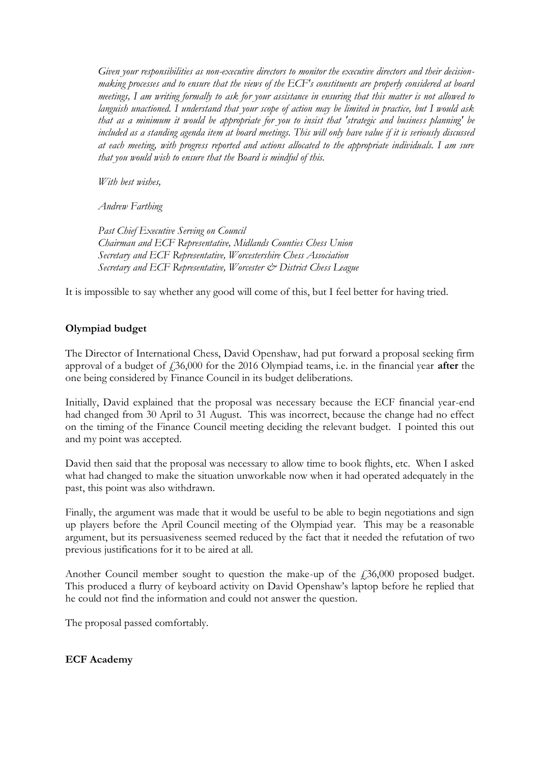*Given your responsibilities as non-executive directors to monitor the executive directors and their decision-making processes and to ensure that the views of the ECF's constituents are properly considered at board meetings, I am writing formally to ask for your assistance in ensuring that this matter is not allowed to languish unactioned. I understand that your scope of action may be limited in practice, but I would ask that as a minimum it would be appropriate for you to insist that 'strategic and business planning' be included as a standing agenda item at board meetings. This will only have value if it is seriously discussed at each meeting, with progress reported and actions allocated to the appropriate individuals. I am sure that you would wish to ensure that the Board is mindful of this.*

*With best wishes,*

*Andrew Farthing*

*Past Chief Executive Serving on Council*
*Chairman and ECF Representative, Midlands Counties Chess Union*
*Secretary and ECF Representative, Worcestershire Chess Association*
*Secretary and ECF Representative, Worcester & District Chess League*

It is impossible to say whether any good will come of this, but I feel better for having tried.

**Olympiad budget**

The Director of International Chess, David Openshaw, had put forward a proposal seeking firm approval of a budget of £36,000 for the 2016 Olympiad teams, i.e. in the financial year **after** the one being considered by Finance Council in its budget deliberations.

Initially, David explained that the proposal was necessary because the ECF financial year-end had changed from 30 April to 31 August. This was incorrect, because the change had no effect on the timing of the Finance Council meeting deciding the relevant budget. I pointed this out and my point was accepted.

David then said that the proposal was necessary to allow time to book flights, etc. When I asked what had changed to make the situation unworkable now when it had operated adequately in the past, this point was also withdrawn.

Finally, the argument was made that it would be useful to be able to begin negotiations and sign up players before the April Council meeting of the Olympiad year. This may be a reasonable argument, but its persuasiveness seemed reduced by the fact that it needed the refutation of two previous justifications for it to be aired at all.

Another Council member sought to question the make-up of the £36,000 proposed budget. This produced a flurry of keyboard activity on David Openshaw's laptop before he replied that he could not find the information and could not answer the question.

The proposal passed comfortably.

**ECF Academy**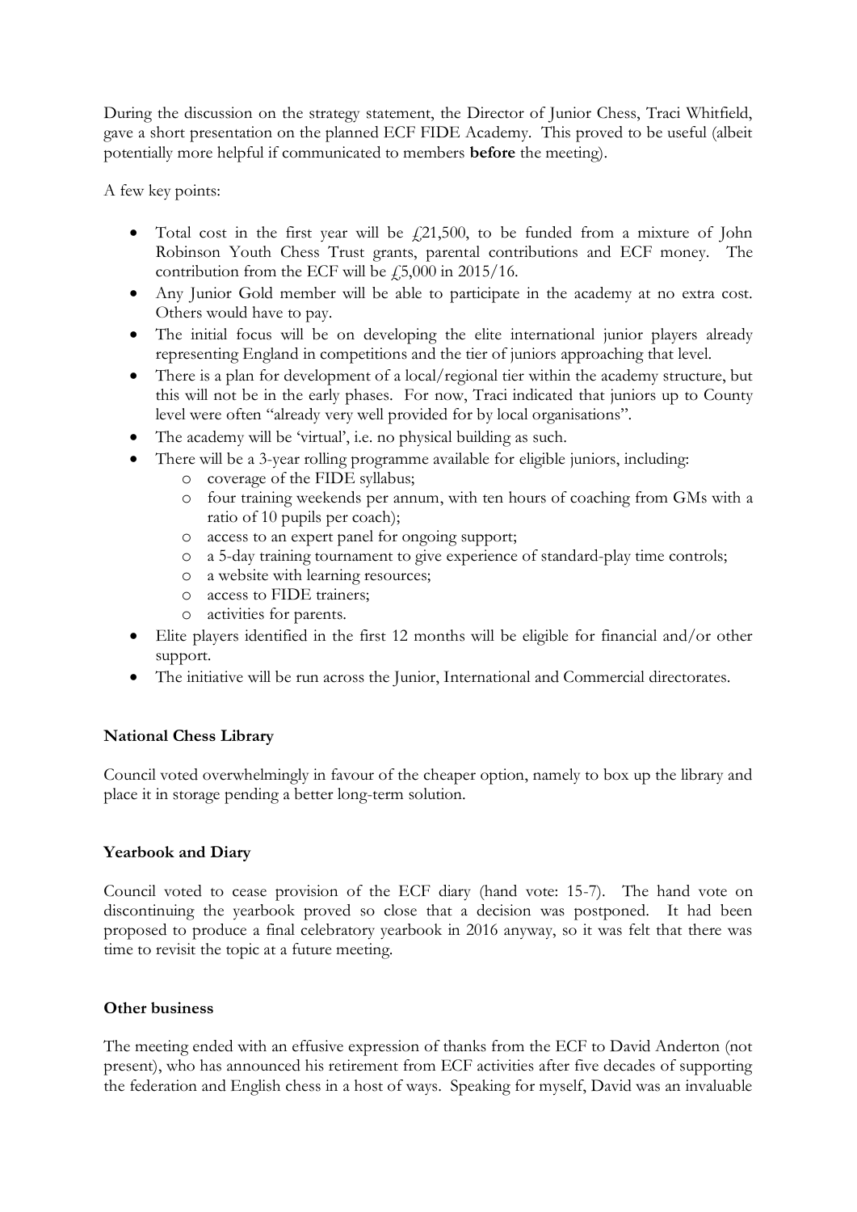During the discussion on the strategy statement, the Director of Junior Chess, Traci Whitfield, gave a short presentation on the planned ECF FIDE Academy. This proved to be useful (albeit potentially more helpful if communicated to members **before** the meeting).

A few key points:

- Total cost in the first year will be £21,500, to be funded from a mixture of John Robinson Youth Chess Trust grants, parental contributions and ECF money. The contribution from the ECF will be £5,000 in 2015/16.
- Any Junior Gold member will be able to participate in the academy at no extra cost. Others would have to pay.
- The initial focus will be on developing the elite international junior players already representing England in competitions and the tier of juniors approaching that level.
- There is a plan for development of a local/regional tier within the academy structure, but this will not be in the early phases. For now, Traci indicated that juniors up to County level were often "already very well provided for by local organisations".
- The academy will be 'virtual', i.e. no physical building as such.
- There will be a 3-year rolling programme available for eligible juniors, including:
    - coverage of the FIDE syllabus;
    - four training weekends per annum, with ten hours of coaching from GMs with a ratio of 10 pupils per coach);
    - access to an expert panel for ongoing support;
    - a 5-day training tournament to give experience of standard-play time controls;
    - a website with learning resources;
    - access to FIDE trainers;
    - activities for parents.
- Elite players identified in the first 12 months will be eligible for financial and/or other support.
- The initiative will be run across the Junior, International and Commercial directorates.

**National Chess Library**

Council voted overwhelmingly in favour of the cheaper option, namely to box up the library and place it in storage pending a better long-term solution.

**Yearbook and Diary**

Council voted to cease provision of the ECF diary (hand vote: 15-7). The hand vote on discontinuing the yearbook proved so close that a decision was postponed. It had been proposed to produce a final celebratory yearbook in 2016 anyway, so it was felt that there was time to revisit the topic at a future meeting.

**Other business**

The meeting ended with an effusive expression of thanks from the ECF to David Anderton (not present), who has announced his retirement from ECF activities after five decades of supporting the federation and English chess in a host of ways. Speaking for myself, David was an invaluable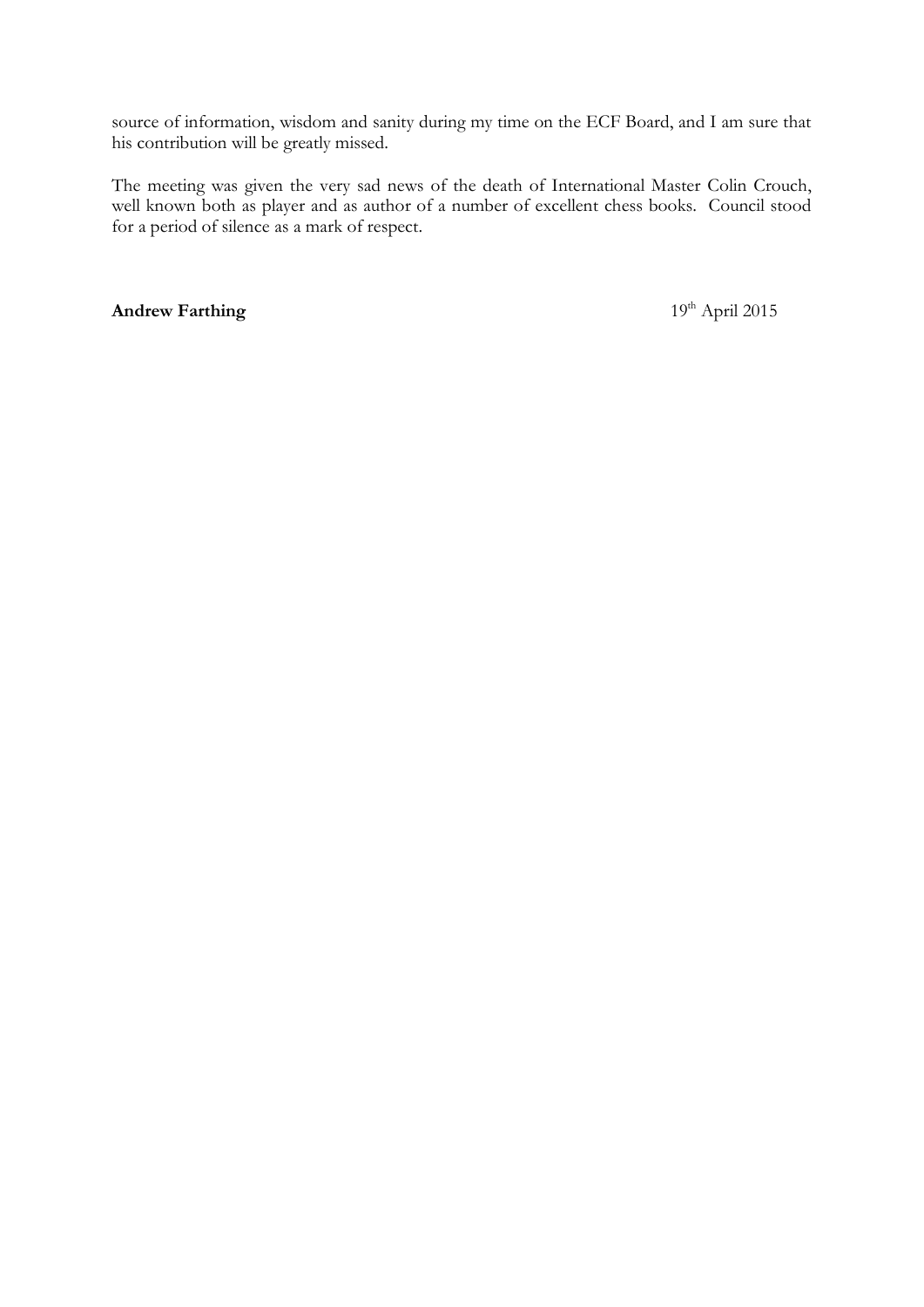source of information, wisdom and sanity during my time on the ECF Board, and I am sure that his contribution will be greatly missed.

The meeting was given the very sad news of the death of International Master Colin Crouch, well known both as player and as author of a number of excellent chess books. Council stood for a period of silence as a mark of respect.

**Andrew Farthing** 19th April 2015